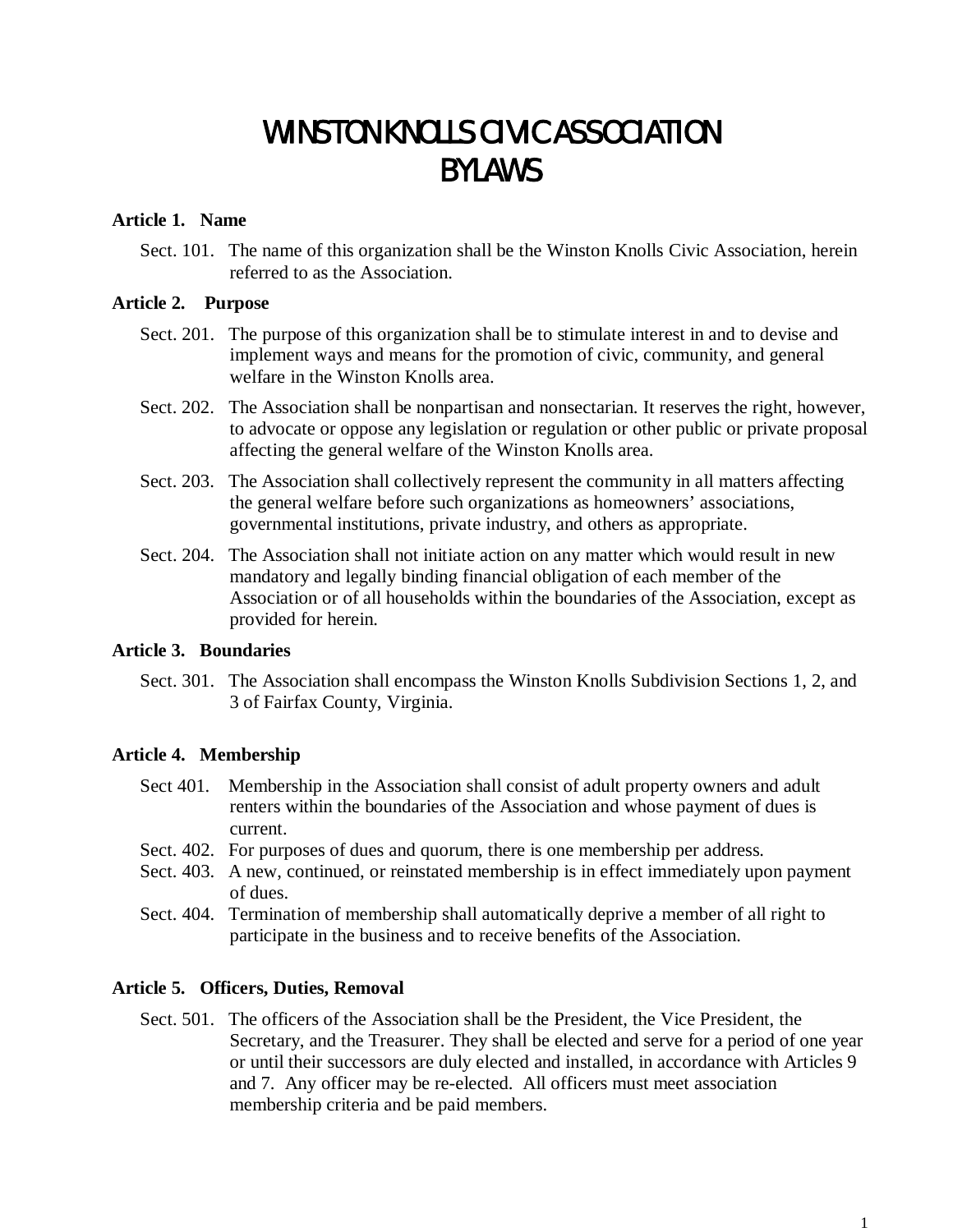# WINSTON KNOLLS CIVIC ASSOCIATION BYLAWS

### Article 1. Name

Sect. 101. The name of this organization shall be the Winston Knolls Civic Association, herein referred to as the Association.

### Article 2. Purpose

Sect. 201. The purpose of this organization shall be to stimulate interest in and to devise and implement ways and means for the promotion of civic, community, and general welfare in the Winston Knolls area.

Sect. 202. The Association shall be nonpartisan and nonsectarian. It reserves the right, however, to advocate or oppose any legislation or regulation or other public or private proposal affecting the general welfare of the Winston Knolls area.

Sect. 203. The Association shall collectively represent the community in all matters affecting the general welfare before such organizations as homeowners' associations, governmental institutions, private industry, and others as appropriate.

Sect. 204. The Association shall not initiate action on any matter which would result in new mandatory and legally binding financial obligation of each member of the Association or of all households within the boundaries of the Association, except as provided for herein.

### Article 3. Boundaries

Sect. 301. The Association shall encompass the Winston Knolls Subdivision Sections 1, 2, and 3 of Fairfax County, Virginia.

### Article 4. Membership

Sect 401. Membership in the Association shall consist of adult property owners and adult renters within the boundaries of the Association and whose payment of dues is current.

Sect. 402. For purposes of dues and quorum, there is one membership per address.

Sect. 403. A new, continued, or reinstated membership is in effect immediately upon payment of dues.

Sect. 404. Termination of membership shall automatically deprive a member of all right to participate in the business and to receive benefits of the Association.

### Article 5. Officers, Duties, Removal

Sect. 501. The officers of the Association shall be the President, the Vice President, the Secretary, and the Treasurer. They shall be elected and serve for a period of one year or until their successors are duly elected and installed, in accordance with Articles 9 and 7. Any officer may be re-elected. All officers must meet association membership criteria and be paid members.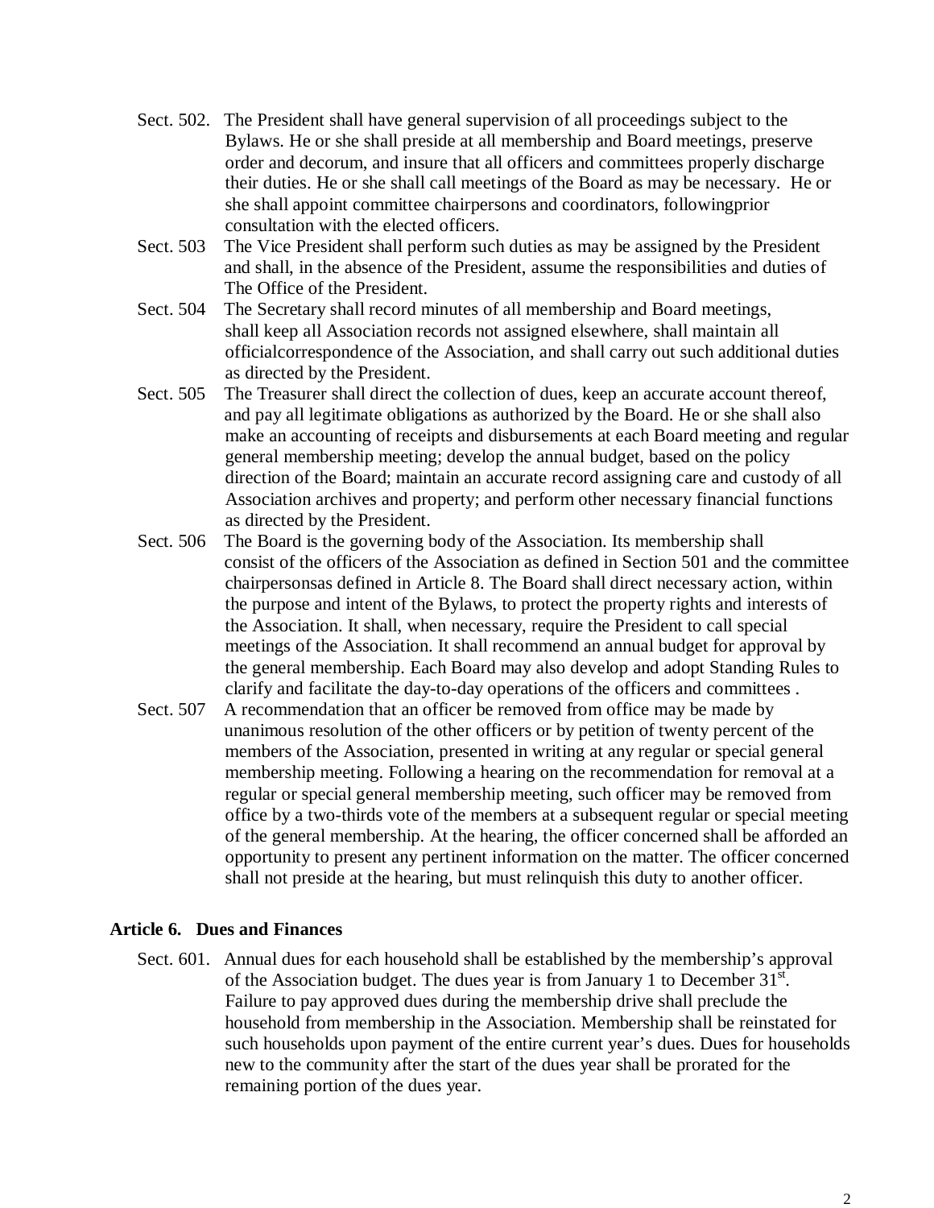Sect. 502. The President shall have general supervision of all proceedings subject to the Bylaws. He or she shall preside at all membership and Board meetings, preserve order and decorum, and insure that all officers and committees properly discharge their duties. He or she shall call meetings of the Board as may be necessary. He or she shall appoint committee chairpersons and coordinators, followingprior consultation with the elected officers.

Sect. 503 The Vice President shall perform such duties as may be assigned by the President and shall, in the absence of the President, assume the responsibilities and duties of The Office of the President.

Sect. 504 The Secretary shall record minutes of all membership and Board meetings, shall keep all Association records not assigned elsewhere, shall maintain all officialcorrespondence of the Association, and shall carry out such additional duties as directed by the President.

Sect. 505 The Treasurer shall direct the collection of dues, keep an accurate account thereof, and pay all legitimate obligations as authorized by the Board. He or she shall also make an accounting of receipts and disbursements at each Board meeting and regular general membership meeting; develop the annual budget, based on the policy direction of the Board; maintain an accurate record assigning care and custody of all Association archives and property; and perform other necessary financial functions as directed by the President.

Sect. 506 The Board is the governing body of the Association. Its membership shall consist of the officers of the Association as defined in Section 501 and the committee chairpersonsas defined in Article 8. The Board shall direct necessary action, within the purpose and intent of the Bylaws, to protect the property rights and interests of the Association. It shall, when necessary, require the President to call special meetings of the Association. It shall recommend an annual budget for approval by the general membership. Each Board may also develop and adopt Standing Rules to clarify and facilitate the day-to-day operations of the officers and committees .

Sect. 507 A recommendation that an officer be removed from office may be made by unanimous resolution of the other officers or by petition of twenty percent of the members of the Association, presented in writing at any regular or special general membership meeting. Following a hearing on the recommendation for removal at a regular or special general membership meeting, such officer may be removed from office by a two-thirds vote of the members at a subsequent regular or special meeting of the general membership. At the hearing, the officer concerned shall be afforded an opportunity to present any pertinent information on the matter. The officer concerned shall not preside at the hearing, but must relinquish this duty to another officer.

## Article 6. Dues and Finances

Sect. 601. Annual dues for each household shall be established by the membership's approval of the Association budget. The dues year is from January 1 to December 31st. Failure to pay approved dues during the membership drive shall preclude the household from membership in the Association. Membership shall be reinstated for such households upon payment of the entire current year's dues. Dues for households new to the community after the start of the dues year shall be prorated for the remaining portion of the dues year.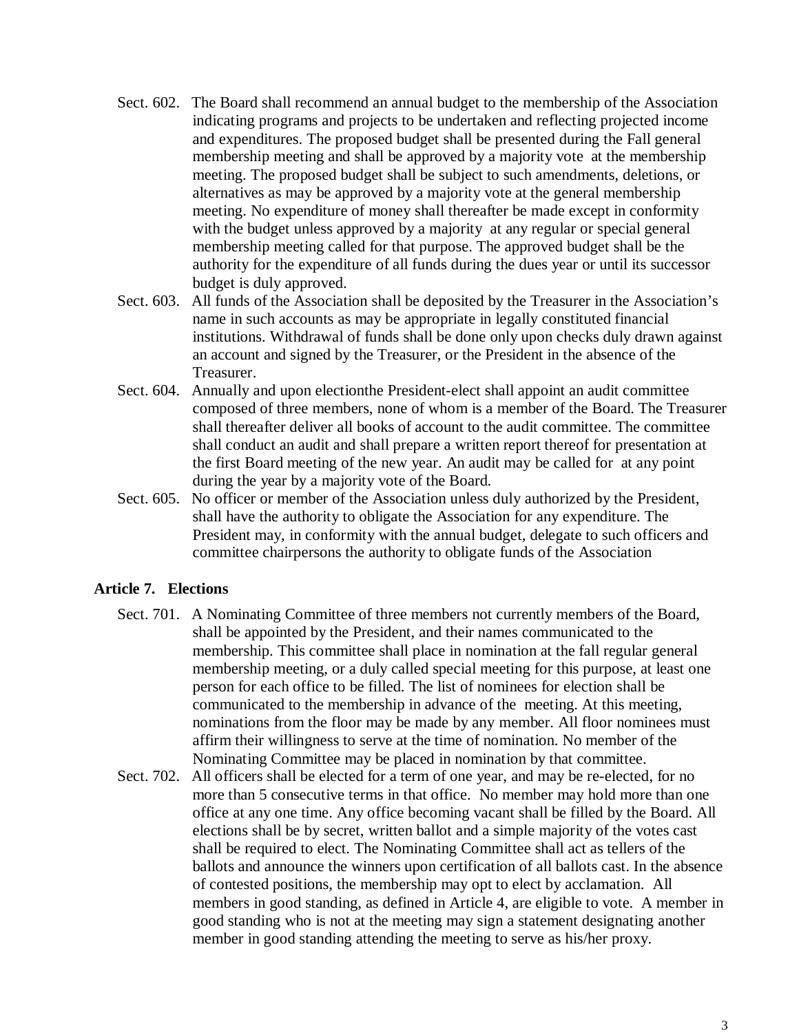Sect. 602. The Board shall recommend an annual budget to the membership of the Association indicating programs and projects to be undertaken and reflecting projected income and expenditures. The proposed budget shall be presented during the Fall general membership meeting and shall be approved by a majority vote at the membership meeting. The proposed budget shall be subject to such amendments, deletions, or alternatives as may be approved by a majority vote at the general membership meeting. No expenditure of money shall thereafter be made except in conformity with the budget unless approved by a majority at any regular or special general membership meeting called for that purpose. The approved budget shall be the authority for the expenditure of all funds during the dues year or until its successor budget is duly approved.

Sect. 603. All funds of the Association shall be deposited by the Treasurer in the Association's name in such accounts as may be appropriate in legally constituted financial institutions. Withdrawal of funds shall be done only upon checks duly drawn against an account and signed by the Treasurer, or the President in the absence of the Treasurer.

Sect. 604. Annually and upon electionthe President-elect shall appoint an audit committee composed of three members, none of whom is a member of the Board. The Treasurer shall thereafter deliver all books of account to the audit committee. The committee shall conduct an audit and shall prepare a written report thereof for presentation at the first Board meeting of the new year. An audit may be called for at any point during the year by a majority vote of the Board.

Sect. 605. No officer or member of the Association unless duly authorized by the President, shall have the authority to obligate the Association for any expenditure. The President may, in conformity with the annual budget, delegate to such officers and committee chairpersons the authority to obligate funds of the Association

## Article 7. Elections

Sect. 701. A Nominating Committee of three members not currently members of the Board, shall be appointed by the President, and their names communicated to the membership. This committee shall place in nomination at the fall regular general membership meeting, or a duly called special meeting for this purpose, at least one person for each office to be filled. The list of nominees for election shall be communicated to the membership in advance of the meeting. At this meeting, nominations from the floor may be made by any member. All floor nominees must affirm their willingness to serve at the time of nomination. No member of the Nominating Committee may be placed in nomination by that committee.

Sect. 702. All officers shall be elected for a term of one year, and may be re-elected, for no more than 5 consecutive terms in that office. No member may hold more than one office at any one time. Any office becoming vacant shall be filled by the Board. All elections shall be by secret, written ballot and a simple majority of the votes cast shall be required to elect. The Nominating Committee shall act as tellers of the ballots and announce the winners upon certification of all ballots cast. In the absence of contested positions, the membership may opt to elect by acclamation. All members in good standing, as defined in Article 4, are eligible to vote. A member in good standing who is not at the meeting may sign a statement designating another member in good standing attending the meeting to serve as his/her proxy.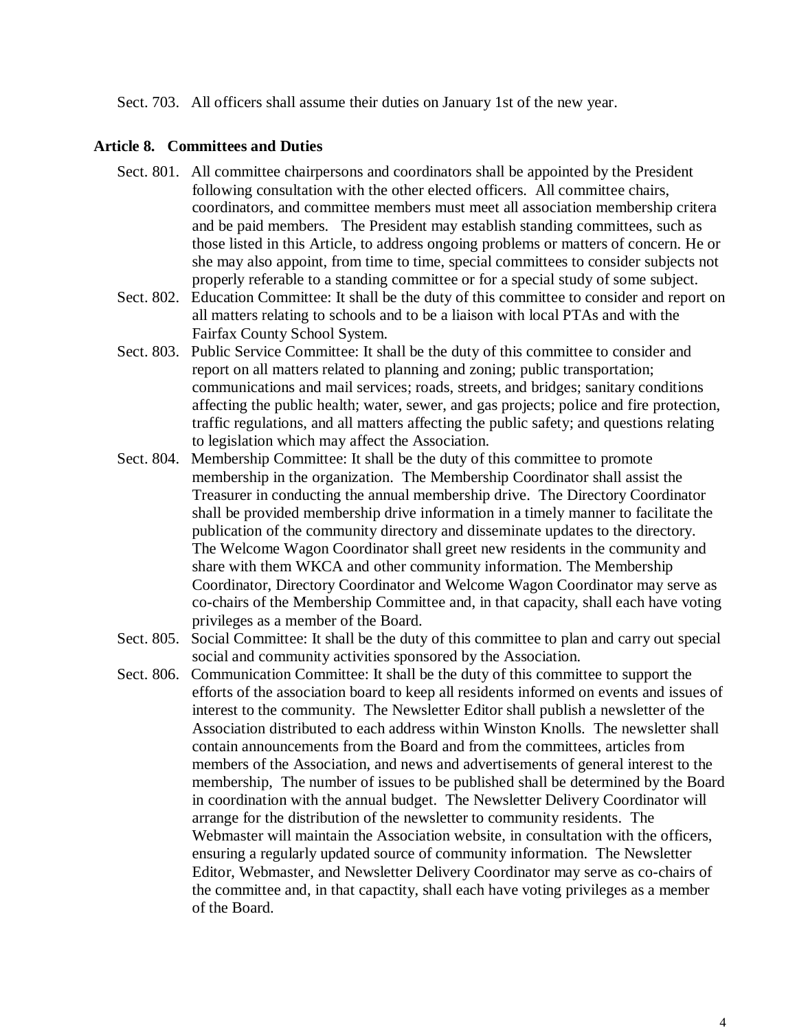Sect. 703. All officers shall assume their duties on January 1st of the new year.

## Article 8. Committees and Duties

Sect. 801. All committee chairpersons and coordinators shall be appointed by the President following consultation with the other elected officers. All committee chairs, coordinators, and committee members must meet all association membership critera and be paid members. The President may establish standing committees, such as those listed in this Article, to address ongoing problems or matters of concern. He or she may also appoint, from time to time, special committees to consider subjects not properly referable to a standing committee or for a special study of some subject.

Sect. 802. Education Committee: It shall be the duty of this committee to consider and report on all matters relating to schools and to be a liaison with local PTAs and with the Fairfax County School System.

Sect. 803. Public Service Committee: It shall be the duty of this committee to consider and report on all matters related to planning and zoning; public transportation; communications and mail services; roads, streets, and bridges; sanitary conditions affecting the public health; water, sewer, and gas projects; police and fire protection, traffic regulations, and all matters affecting the public safety; and questions relating to legislation which may affect the Association.

Sect. 804. Membership Committee: It shall be the duty of this committee to promote membership in the organization. The Membership Coordinator shall assist the Treasurer in conducting the annual membership drive. The Directory Coordinator shall be provided membership drive information in a timely manner to facilitate the publication of the community directory and disseminate updates to the directory. The Welcome Wagon Coordinator shall greet new residents in the community and share with them WKCA and other community information. The Membership Coordinator, Directory Coordinator and Welcome Wagon Coordinator may serve as co-chairs of the Membership Committee and, in that capacity, shall each have voting privileges as a member of the Board.

Sect. 805. Social Committee: It shall be the duty of this committee to plan and carry out special social and community activities sponsored by the Association.

Sect. 806. Communication Committee: It shall be the duty of this committee to support the efforts of the association board to keep all residents informed on events and issues of interest to the community. The Newsletter Editor shall publish a newsletter of the Association distributed to each address within Winston Knolls. The newsletter shall contain announcements from the Board and from the committees, articles from members of the Association, and news and advertisements of general interest to the membership, The number of issues to be published shall be determined by the Board in coordination with the annual budget. The Newsletter Delivery Coordinator will arrange for the distribution of the newsletter to community residents. The Webmaster will maintain the Association website, in consultation with the officers, ensuring a regularly updated source of community information. The Newsletter Editor, Webmaster, and Newsletter Delivery Coordinator may serve as co-chairs of the committee and, in that capactity, shall each have voting privileges as a member of the Board.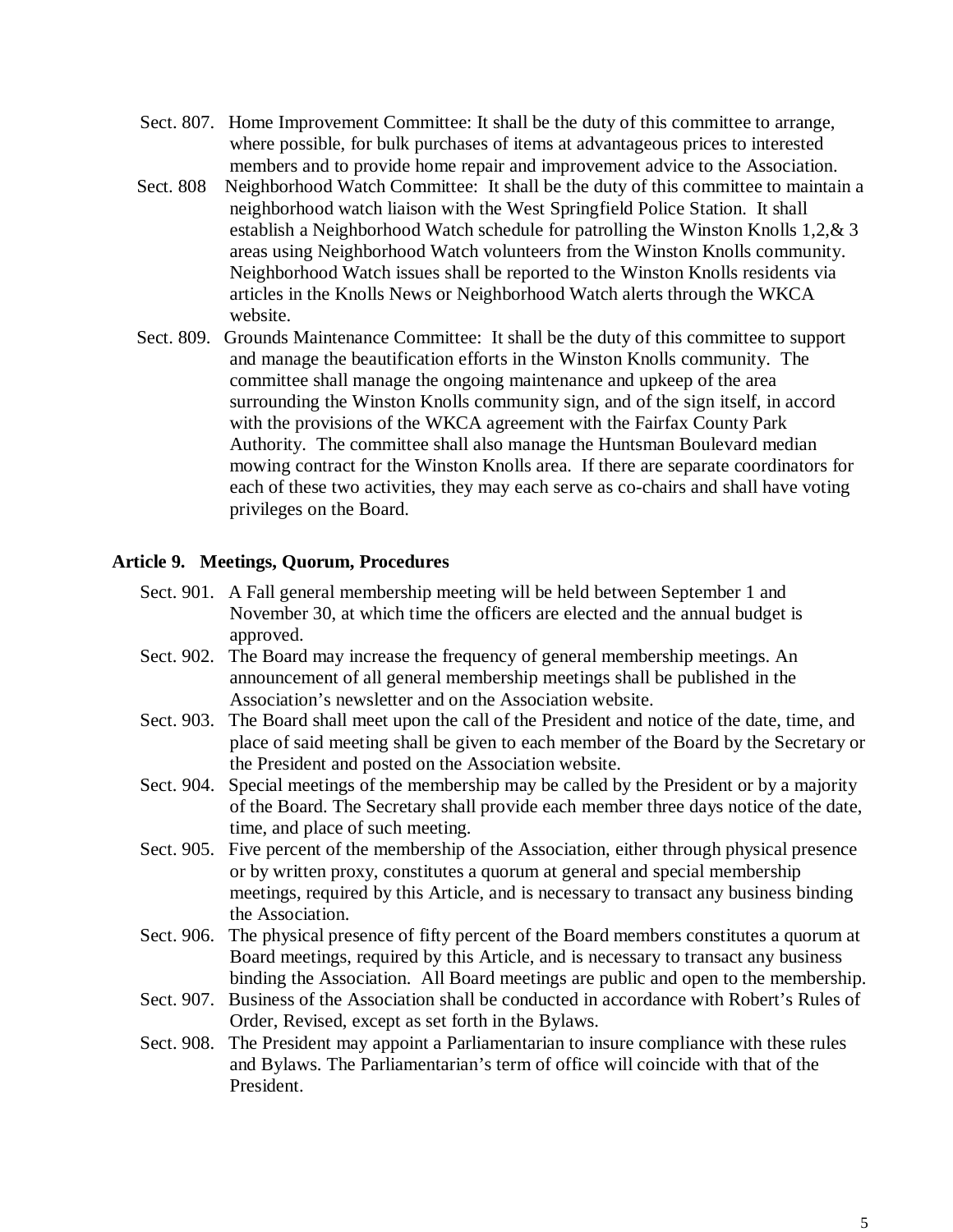Sect. 807. Home Improvement Committee: It shall be the duty of this committee to arrange, where possible, for bulk purchases of items at advantageous prices to interested members and to provide home repair and improvement advice to the Association.

Sect. 808 Neighborhood Watch Committee: It shall be the duty of this committee to maintain a neighborhood watch liaison with the West Springfield Police Station. It shall establish a Neighborhood Watch schedule for patrolling the Winston Knolls 1,2,& 3 areas using Neighborhood Watch volunteers from the Winston Knolls community. Neighborhood Watch issues shall be reported to the Winston Knolls residents via articles in the Knolls News or Neighborhood Watch alerts through the WKCA website.

Sect. 809. Grounds Maintenance Committee: It shall be the duty of this committee to support and manage the beautification efforts in the Winston Knolls community. The committee shall manage the ongoing maintenance and upkeep of the area surrounding the Winston Knolls community sign, and of the sign itself, in accord with the provisions of the WKCA agreement with the Fairfax County Park Authority. The committee shall also manage the Huntsman Boulevard median mowing contract for the Winston Knolls area. If there are separate coordinators for each of these two activities, they may each serve as co-chairs and shall have voting privileges on the Board.

**Article 9. Meetings, Quorum, Procedures**

Sect. 901. A Fall general membership meeting will be held between September 1 and November 30, at which time the officers are elected and the annual budget is approved.

Sect. 902. The Board may increase the frequency of general membership meetings. An announcement of all general membership meetings shall be published in the Association's newsletter and on the Association website.

Sect. 903. The Board shall meet upon the call of the President and notice of the date, time, and place of said meeting shall be given to each member of the Board by the Secretary or the President and posted on the Association website.

Sect. 904. Special meetings of the membership may be called by the President or by a majority of the Board. The Secretary shall provide each member three days notice of the date, time, and place of such meeting.

Sect. 905. Five percent of the membership of the Association, either through physical presence or by written proxy, constitutes a quorum at general and special membership meetings, required by this Article, and is necessary to transact any business binding the Association.

Sect. 906. The physical presence of fifty percent of the Board members constitutes a quorum at Board meetings, required by this Article, and is necessary to transact any business binding the Association. All Board meetings are public and open to the membership.

Sect. 907. Business of the Association shall be conducted in accordance with Robert's Rules of Order, Revised, except as set forth in the Bylaws.

Sect. 908. The President may appoint a Parliamentarian to insure compliance with these rules and Bylaws. The Parliamentarian's term of office will coincide with that of the President.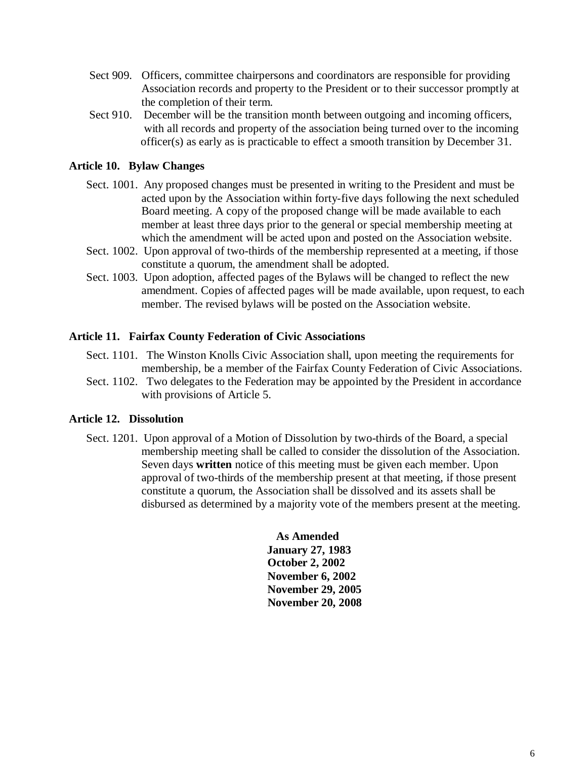Sect 909. Officers, committee chairpersons and coordinators are responsible for providing Association records and property to the President or to their successor promptly at the completion of their term.

Sect 910. December will be the transition month between outgoing and incoming officers, with all records and property of the association being turned over to the incoming officer(s) as early as is practicable to effect a smooth transition by December 31.

### Article 10. Bylaw Changes

Sect. 1001. Any proposed changes must be presented in writing to the President and must be acted upon by the Association within forty-five days following the next scheduled Board meeting. A copy of the proposed change will be made available to each member at least three days prior to the general or special membership meeting at which the amendment will be acted upon and posted on the Association website.

Sect. 1002. Upon approval of two-thirds of the membership represented at a meeting, if those constitute a quorum, the amendment shall be adopted.

Sect. 1003. Upon adoption, affected pages of the Bylaws will be changed to reflect the new amendment. Copies of affected pages will be made available, upon request, to each member. The revised bylaws will be posted on the Association website.

### Article 11. Fairfax County Federation of Civic Associations

Sect. 1101. The Winston Knolls Civic Association shall, upon meeting the requirements for membership, be a member of the Fairfax County Federation of Civic Associations.

Sect. 1102. Two delegates to the Federation may be appointed by the President in accordance with provisions of Article 5.

### Article 12. Dissolution

Sect. 1201. Upon approval of a Motion of Dissolution by two-thirds of the Board, a special membership meeting shall be called to consider the dissolution of the Association. Seven days **written** notice of this meeting must be given each member. Upon approval of two-thirds of the membership present at that meeting, if those present constitute a quorum, the Association shall be dissolved and its assets shall be disbursed as determined by a majority vote of the members present at the meeting.

**As Amended**
**January 27, 1983**
**October 2, 2002**
**November 6, 2002**
**November 29, 2005**
**November 20, 2008**